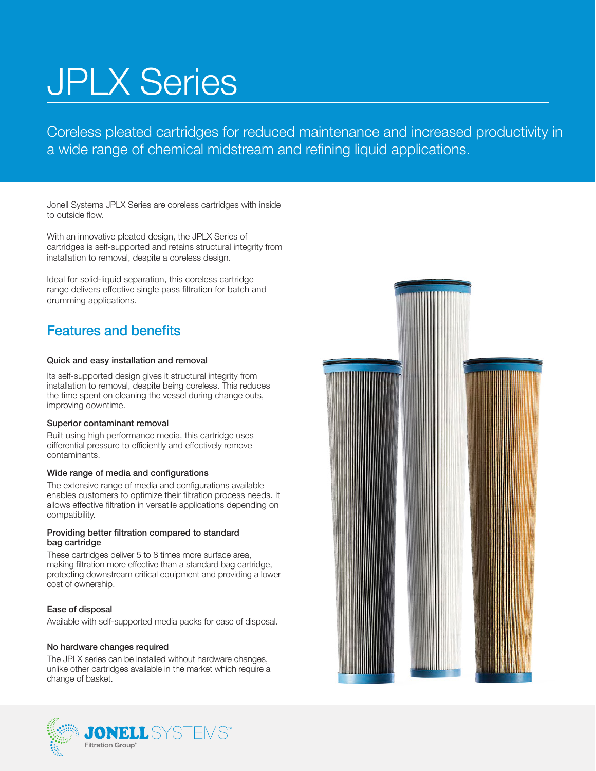# JPLX Series

Coreless pleated cartridges for reduced maintenance and increased productivity in a wide range of chemical midstream and refining liquid applications.

Jonell Systems JPLX Series are coreless cartridges with inside to outside flow.

With an innovative pleated design, the JPLX Series of cartridges is self-supported and retains structural integrity from installation to removal, despite a coreless design.

Ideal for solid-liquid separation, this coreless cartridge range delivers effective single pass filtration for batch and drumming applications.

## Features and benefits

### Quick and easy installation and removal

Its self-supported design gives it structural integrity from installation to removal, despite being coreless. This reduces the time spent on cleaning the vessel during change outs, improving downtime.

### Superior contaminant removal

Built using high performance media, this cartridge uses differential pressure to efficiently and effectively remove contaminants.

### Wide range of media and configurations

The extensive range of media and configurations available enables customers to optimize their filtration process needs. It allows effective filtration in versatile applications depending on compatibility.

### Providing better filtration compared to standard bag cartridge

These cartridges deliver 5 to 8 times more surface area, making filtration more effective than a standard bag cartridge, protecting downstream critical equipment and providing a lower cost of ownership.

### Ease of disposal

Available with self-supported media packs for ease of disposal.

### No hardware changes required

The JPLX series can be installed without hardware changes, unlike other cartridges available in the market which require a change of basket.

JONELL SYSTEMS™ Filtration Group®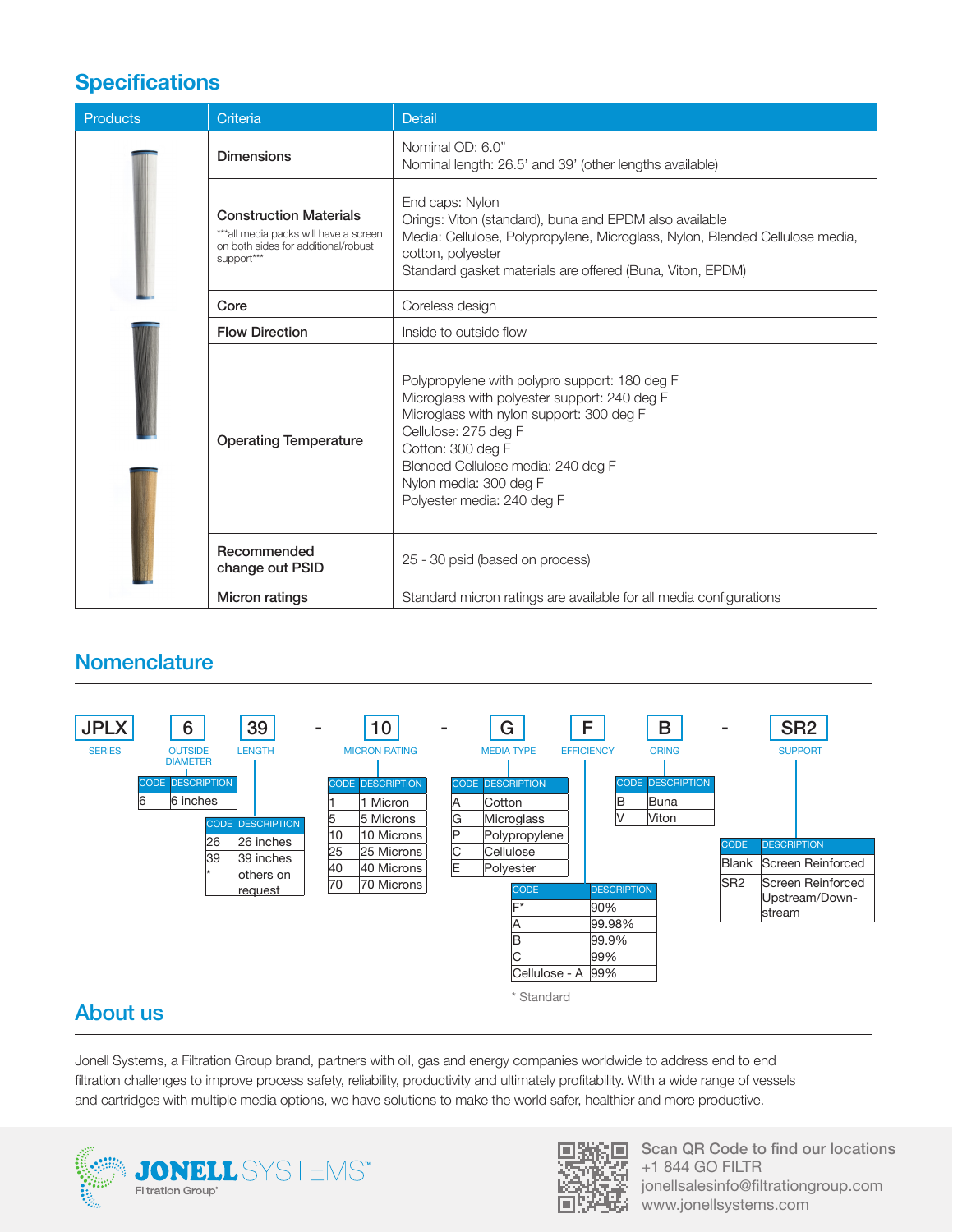## Specifications

| Products | Criteria | Detail |
|---|---|---|
| | **Dimensions** | Nominal OD: 6.0"<br>Nominal length: 26.5' and 39' (other lengths available) |
| | **Construction Materials**<br>***all media packs will have a screen on both sides for additional/robust support*** | End caps: Nylon<br>Orings: Viton (standard), buna and EPDM also available<br>Media: Cellulose, Polypropylene, Microglass, Nylon, Blended Cellulose media, cotton, polyester<br>Standard gasket materials are offered (Buna, Viton, EPDM) |
| | **Core** | Coreless design |
| | **Flow Direction** | Inside to outside flow |
| | **Operating Temperature** | Polypropylene with polypro support: 180 deg F<br>Microglass with polyester support: 240 deg F<br>Microglass with nylon support: 300 deg F<br>Cellulose: 275 deg F<br>Cotton: 300 deg F<br>Blended Cellulose media: 240 deg F<br>Nylon media: 300 deg F<br>Polyester media: 240 deg F |
| | **Recommended change out PSID** | 25 - 30 psid (based on process) |
| | **Micron ratings** | Standard micron ratings are available for all media configurations |

## Nomenclature

JPLX 6 39 - 10 - G F B - SR2

- JPLX: SERIES
- 6: OUTSIDE DIAMETER
- 39: LENGTH
- 10: MICRON RATING
- G: MEDIA TYPE
- F: EFFICIENCY
- B: ORING
- SR2: SUPPORT

**Outside Diameter**

| CODE | DESCRIPTION |
|---|---|
| 6 | 6 inches |

**Length**

| CODE | DESCRIPTION |
|---|---|
| 26 | 26 inches |
| 39 | 39 inches |
| * | others on request |

**Micron Rating**

| CODE | DESCRIPTION |
|---|---|
| 1 | 1 Micron |
| 5 | 5 Microns |
| 10 | 10 Microns |
| 25 | 25 Microns |
| 40 | 40 Microns |
| 70 | 70 Microns |

**Media Type**

| CODE | DESCRIPTION |
|---|---|
| A | Cotton |
| G | Microglass |
| P | Polypropylene |
| C | Cellulose |
| E | Polyester |

**Efficiency**

| CODE | DESCRIPTION |
|---|---|
| F* | 90% |
| A | 99.98% |
| B | 99.9% |
| C | 99% |
| Cellulose - A | 99% |

* Standard

**Oring**

| CODE | DESCRIPTION |
|---|---|
| B | Buna |
| V | Viton |

**Support**

| CODE | DESCRIPTION |
|---|---|
| Blank | Screen Reinforced |
| SR2 | Screen Reinforced Upstream/Down-stream |

## About us

Jonell Systems, a Filtration Group brand, partners with oil, gas and energy companies worldwide to address end to end filtration challenges to improve process safety, reliability, productivity and ultimately profitability. With a wide range of vessels and cartridges with multiple media options, we have solutions to make the world safer, healthier and more productive.

JONELL SYSTEMS™ Filtration Group®

Scan QR Code to find our locations
+1 844 GO FILTR
jonellsalesinfo@filtrationgroup.com
www.jonellsystems.com